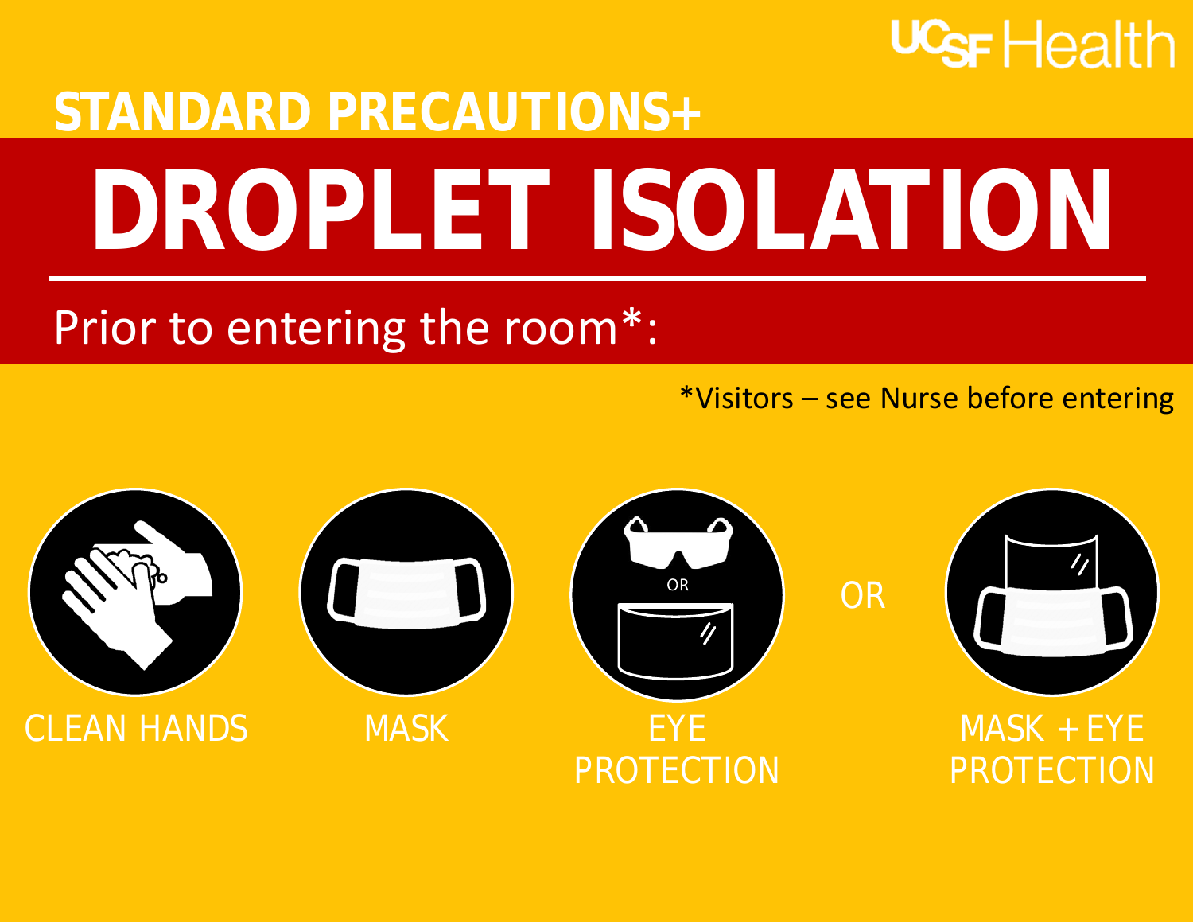UCSF Health

## STANDARD PRECAUTIONS+

# DROPLET ISOLATION

Prior to entering the room*:

*Visitors – see Nurse before entering

CLEAN HANDS

MASK

EYE PROTECTION (goggles OR face shield)

OR

MASK + EYE PROTECTION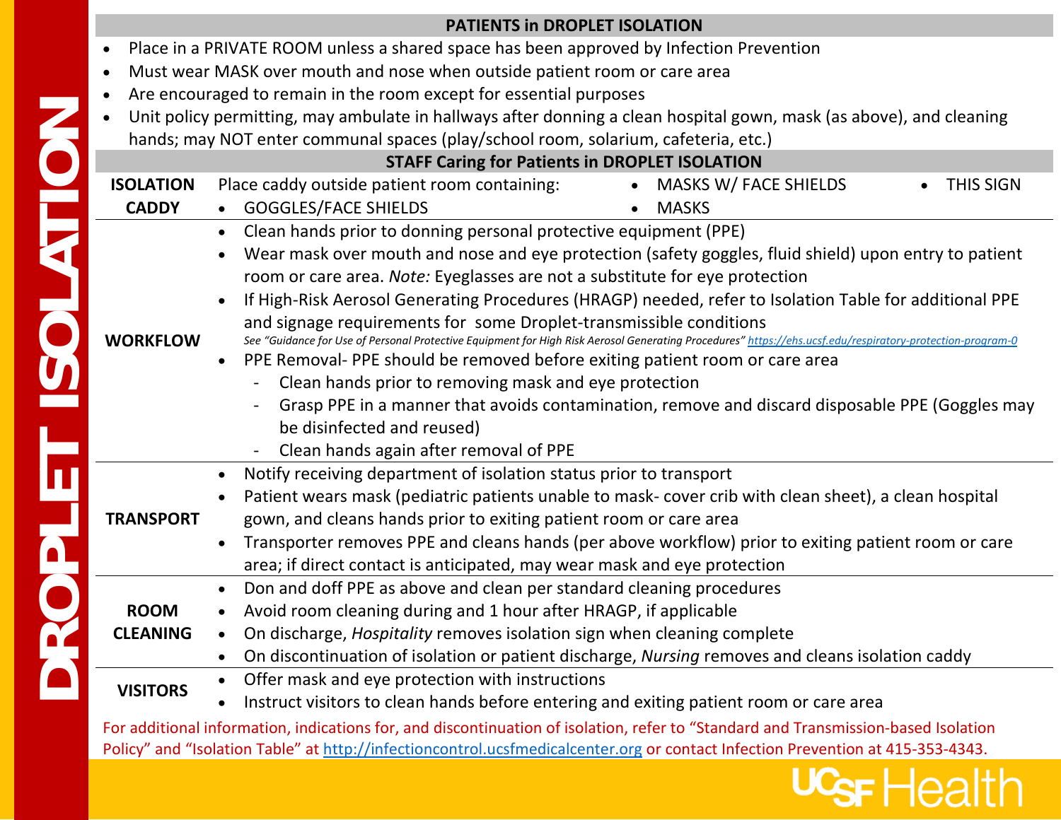# DROPLET ISOLATION

## PATIENTS in DROPLET ISOLATION

- Place in a PRIVATE ROOM unless a shared space has been approved by Infection Prevention
- Must wear MASK over mouth and nose when outside patient room or care area
- Are encouraged to remain in the room except for essential purposes
- Unit policy permitting, may ambulate in hallways after donning a clean hospital gown, mask (as above), and cleaning hands; may NOT enter communal spaces (play/school room, solarium, cafeteria, etc.)

## STAFF Caring for Patients in DROPLET ISOLATION

| | |
|---|---|
| **ISOLATION CADDY** | Place caddy outside patient room containing:<br>• GOGGLES/FACE SHIELDS<br>• MASKS W/ FACE SHIELDS<br>• MASKS<br>• THIS SIGN |
| **WORKFLOW** | • Clean hands prior to donning personal protective equipment (PPE)<br>• Wear mask over mouth and nose and eye protection (safety goggles, fluid shield) upon entry to patient room or care area. *Note:* Eyeglasses are not a substitute for eye protection<br>• If High-Risk Aerosol Generating Procedures (HRAGP) needed, refer to Isolation Table for additional PPE and signage requirements for some Droplet-transmissible conditions<br>*See "Guidance for Use of Personal Protective Equipment for High Risk Aerosol Generating Procedures" https://ehs.ucsf.edu/respiratory-protection-program-0*<br>• PPE Removal- PPE should be removed before exiting patient room or care area<br>- Clean hands prior to removing mask and eye protection<br>- Grasp PPE in a manner that avoids contamination, remove and discard disposable PPE (Goggles may be disinfected and reused)<br>- Clean hands again after removal of PPE |
| **TRANSPORT** | • Notify receiving department of isolation status prior to transport<br>• Patient wears mask (pediatric patients unable to mask- cover crib with clean sheet), a clean hospital gown, and cleans hands prior to exiting patient room or care area<br>• Transporter removes PPE and cleans hands (per above workflow) prior to exiting patient room or care area; if direct contact is anticipated, may wear mask and eye protection |
| **ROOM CLEANING** | • Don and doff PPE as above and clean per standard cleaning procedures<br>• Avoid room cleaning during and 1 hour after HRAGP, if applicable<br>• On discharge, *Hospitality* removes isolation sign when cleaning complete<br>• On discontinuation of isolation or patient discharge, *Nursing* removes and cleans isolation caddy |
| **VISITORS** | • Offer mask and eye protection with instructions<br>• Instruct visitors to clean hands before entering and exiting patient room or care area |

For additional information, indications for, and discontinuation of isolation, refer to "Standard and Transmission-based Isolation Policy" and "Isolation Table" at http://infectioncontrol.ucsfmedicalcenter.org or contact Infection Prevention at 415-353-4343.

UCSF Health